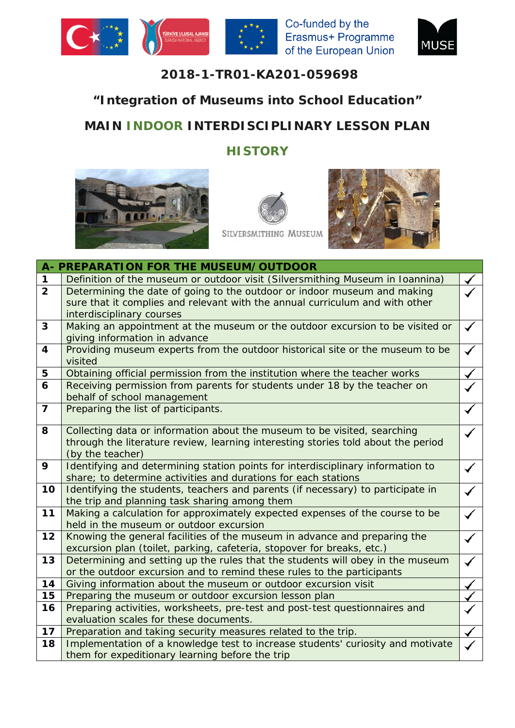Co-funded by the Erasmus+ Programme of the European Union

**2018-1-TR01-KA201-059698**

# "Integration of Museums into School Education"

## MAIN INDOOR INTERDISCIPLINARY LESSON PLAN

## HISTORY

SILVERSMITHING MUSEUM

| A- PREPARATION FOR THE MUSEUM/OUTDOOR | | |
|---|---|---|
| **1** | Definition of the museum or outdoor visit (Silversmithing Museum in Ioannina) | ✓ |
| **2** | Determining the date of going to the outdoor or indoor museum and making sure that it complies and relevant with the annual curriculum and with other interdisciplinary courses | ✓ |
| **3** | Making an appointment at the museum or the outdoor excursion to be visited or giving information in advance | ✓ |
| **4** | Providing museum experts from the outdoor historical site or the museum to be visited | ✓ |
| **5** | Obtaining official permission from the institution where the teacher works | ✓ |
| **6** | Receiving permission from parents for students under 18 by the teacher on behalf of school management | ✓ |
| **7** | Preparing the list of participants. | ✓ |
| **8** | Collecting data or information about the museum to be visited, searching through the literature review, learning interesting stories told about the period (by the teacher) | ✓ |
| **9** | Identifying and determining station points for interdisciplinary information to share; to determine activities and durations for each stations | ✓ |
| **10** | Identifying the students, teachers and parents (if necessary) to participate in the trip and planning task sharing among them | ✓ |
| **11** | Making a calculation for approximately expected expenses of the course to be held in the museum or outdoor excursion | ✓ |
| **12** | Knowing the general facilities of the museum in advance and preparing the excursion plan (toilet, parking, cafeteria, stopover for breaks, etc.) | ✓ |
| **13** | Determining and setting up the rules that the students will obey in the museum or the outdoor excursion and to remind these rules to the participants | ✓ |
| **14** | Giving information about the museum or outdoor excursion visit | ✓ |
| **15** | Preparing the museum or outdoor excursion lesson plan | ✓ |
| **16** | Preparing activities, worksheets, pre-test and post-test questionnaires and evaluation scales for these documents. | ✓ |
| **17** | Preparation and taking security measures related to the trip. | ✓ |
| **18** | Implementation of a knowledge test to increase students' curiosity and motivate them for expeditionary learning before the trip | ✓ |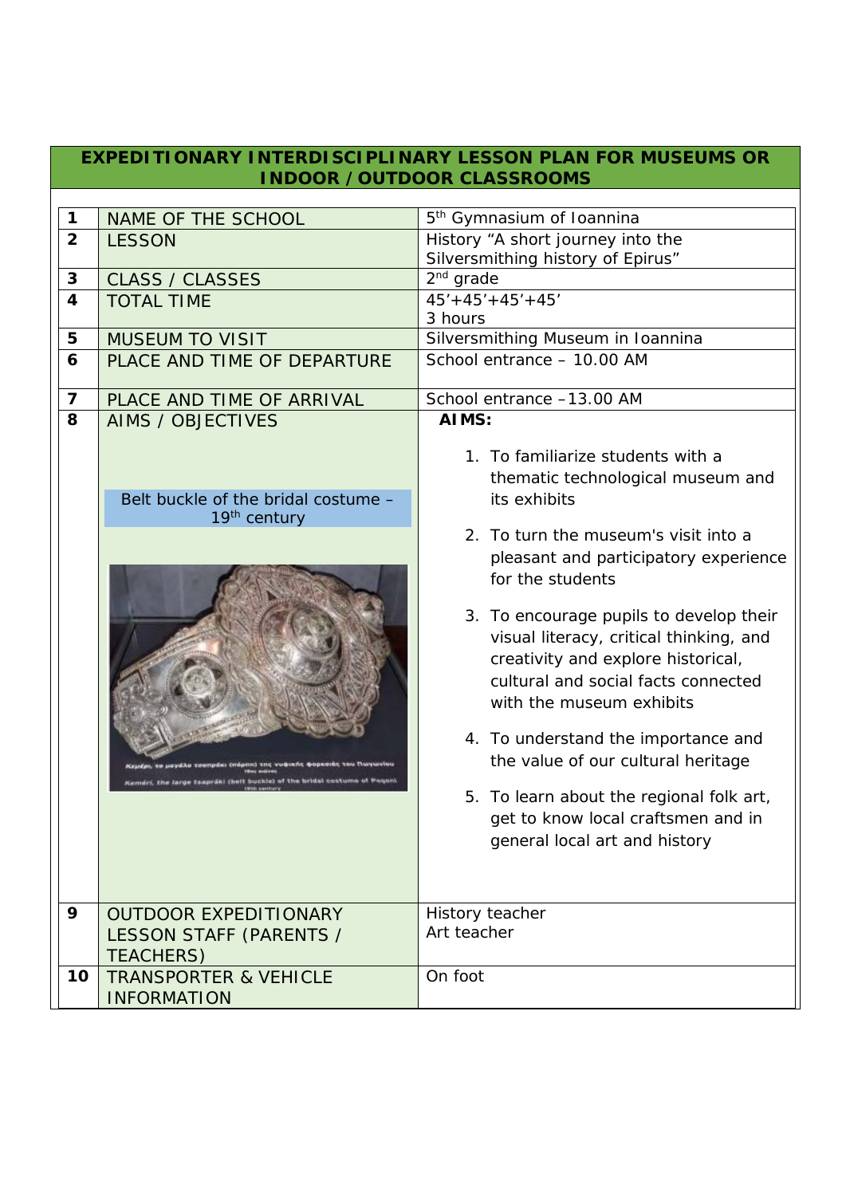## EXPEDITIONARY INTERDISCIPLINARY LESSON PLAN FOR MUSEUMS OR INDOOR / OUTDOOR CLASSROOMS

| | | |
|---|---|---|
| 1 | NAME OF THE SCHOOL | 5th Gymnasium of Ioannina |
| 2 | LESSON | History "A short journey into the Silversmithing history of Epirus" |
| 3 | CLASS / CLASSES | 2nd grade |
| 4 | TOTAL TIME | 45'+45'+45'+45'<br>3 hours |
| 5 | MUSEUM TO VISIT | Silversmithing Museum in Ioannina |
| 6 | PLACE AND TIME OF DEPARTURE | School entrance – 10.00 AM |
| 7 | PLACE AND TIME OF ARRIVAL | School entrance –13.00 AM |
| 8 | AIMS / OBJECTIVES<br><br>Belt buckle of the bridal costume – 19th century<br><br>Κεμέρι, το μεγάλο τσαπράκι (πόρπη) της νυφικής φορεσιάς του Πωγωνίου 19ος αιώνας<br>Keméri, the large tsapráki (belt buckle) of the bridal costume of Pogoni 19th century | **AIMS:**<br>1. To familiarize students with a thematic technological museum and its exhibits<br>2. To turn the museum's visit into a pleasant and participatory experience for the students<br>3. To encourage pupils to develop their visual literacy, critical thinking, and creativity and explore historical, cultural and social facts connected with the museum exhibits<br>4. To understand the importance and the value of our cultural heritage<br>5. To learn about the regional folk art, get to know local craftsmen and in general local art and history |
| 9 | OUTDOOR EXPEDITIONARY LESSON STAFF (PARENTS / TEACHERS) | History teacher<br>Art teacher |
| 10 | TRANSPORTER & VEHICLE INFORMATION | On foot |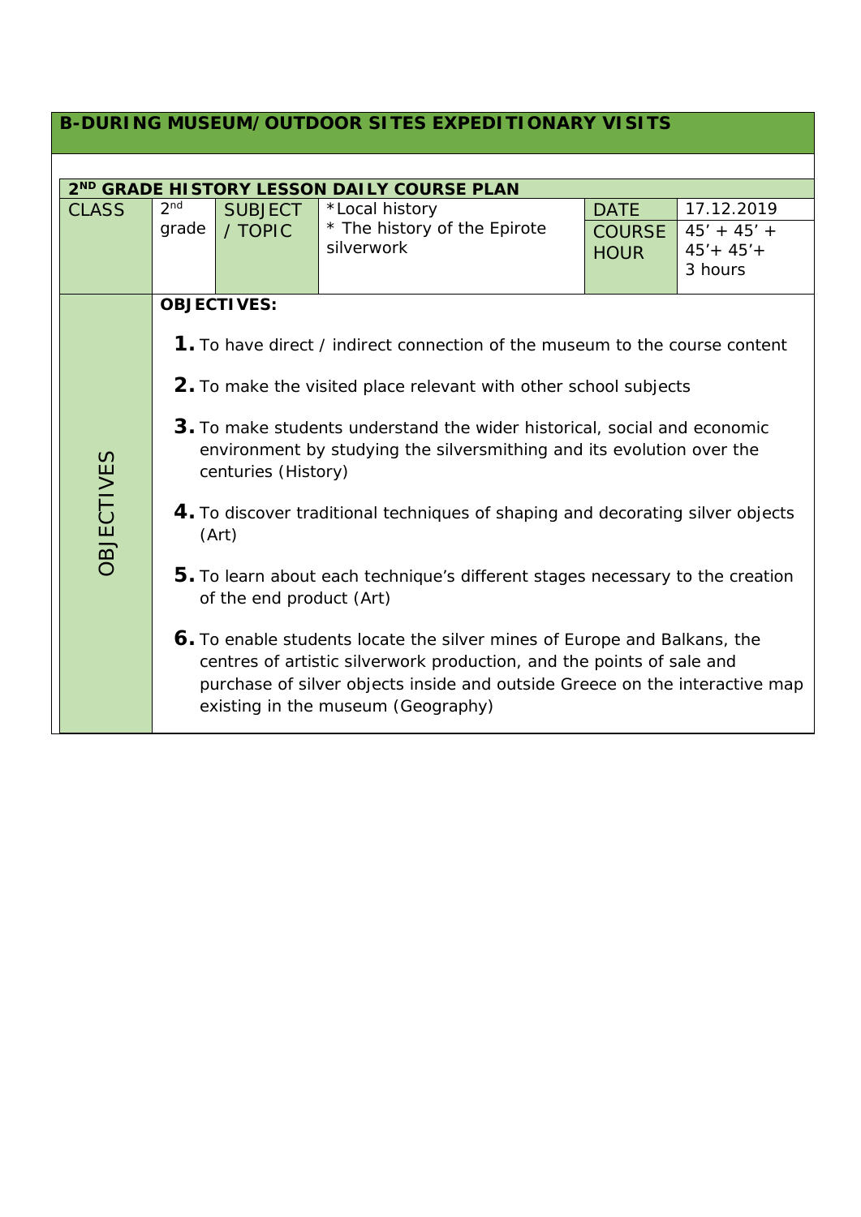## B-DURING MUSEUM/OUTDOOR SITES EXPEDITIONARY VISITS

### 2ND GRADE HISTORY LESSON DAILY COURSE PLAN

| CLASS | 2nd grade | SUBJECT / TOPIC | *Local history<br>* The history of the Epirote silverwork | DATE<br>COURSE HOUR | 17.12.2019<br>45' + 45' + 45'+ 45'+<br>3 hours |
|---|---|---|---|---|---|

**OBJECTIVES**

**OBJECTIVES:**

1. To have direct / indirect connection of the museum to the course content
2. To make the visited place relevant with other school subjects
3. To make students understand the wider historical, social and economic environment by studying the silversmithing and its evolution over the centuries (History)
4. To discover traditional techniques of shaping and decorating silver objects (Art)
5. To learn about each technique's different stages necessary to the creation of the end product (Art)
6. To enable students locate the silver mines of Europe and Balkans, the centres of artistic silverwork production, and the points of sale and purchase of silver objects inside and outside Greece on the interactive map existing in the museum (Geography)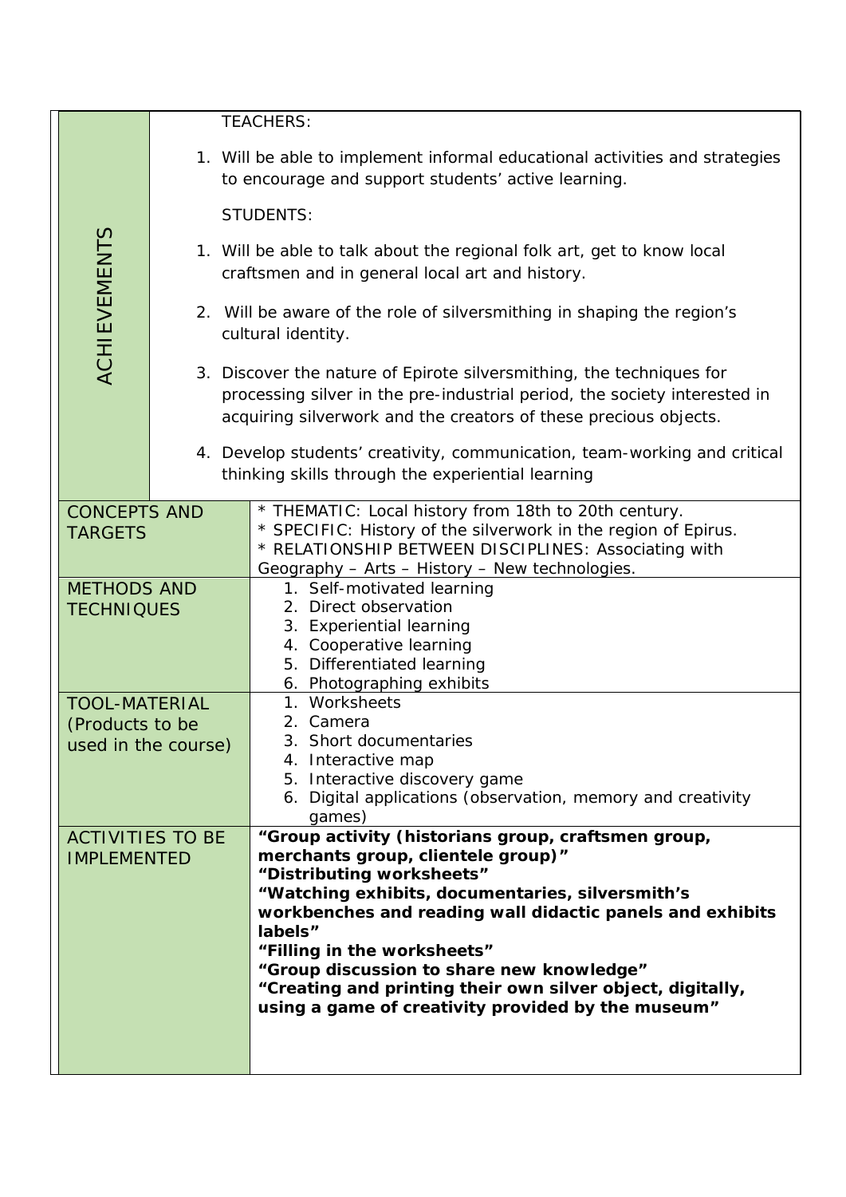| ACHIEVEMENTS | TEACHERS:<br><br>1. Will be able to implement informal educational activities and strategies to encourage and support students' active learning.<br><br>STUDENTS:<br><br>1. Will be able to talk about the regional folk art, get to know local craftsmen and in general local art and history.<br>2. Will be aware of the role of silversmithing in shaping the region's cultural identity.<br>3. Discover the nature of Epirote silversmithing, the techniques for processing silver in the pre-industrial period, the society interested in acquiring silverwork and the creators of these precious objects.<br>4. Develop students' creativity, communication, team-working and critical thinking skills through the experiential learning |
|---|---|
| CONCEPTS AND TARGETS | * THEMATIC: Local history from 18th to 20th century.<br>* SPECIFIC: History of the silverwork in the region of Epirus.<br>* RELATIONSHIP BETWEEN DISCIPLINES: Associating with Geography – Arts – History – New technologies. |
| METHODS AND TECHNIQUES | 1. Self-motivated learning<br>2. Direct observation<br>3. Experiential learning<br>4. Cooperative learning<br>5. Differentiated learning<br>6. Photographing exhibits |
| TOOL-MATERIAL (Products to be used in the course) | 1. Worksheets<br>2. Camera<br>3. Short documentaries<br>4. Interactive map<br>5. Interactive discovery game<br>6. Digital applications (observation, memory and creativity games) |
| ACTIVITIES TO BE IMPLEMENTED | **"Group activity (historians group, craftsmen group, merchants group, clientele group)"**<br>**"Distributing worksheets"**<br>**"Watching exhibits, documentaries, silversmith's workbenches and reading wall didactic panels and exhibits labels"**<br>**"Filling in the worksheets"**<br>**"Group discussion to share new knowledge"**<br>**"Creating and printing their own silver object, digitally, using a game of creativity provided by the museum"** |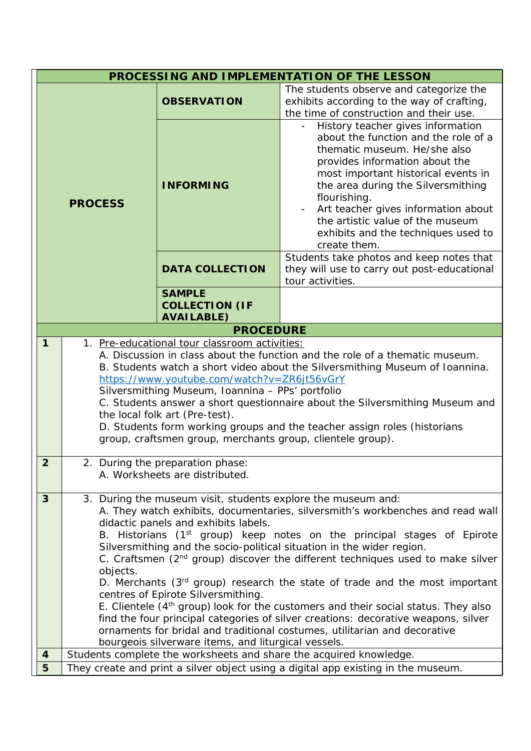| PROCESSING AND IMPLEMENTATION OF THE LESSON | | |
|---|---|---|
| **PROCESS** | **OBSERVATION** | The students observe and categorize the exhibits according to the way of crafting, the time of construction and their use. |
| | **INFORMING** | - History teacher gives information about the function and the role of a thematic museum. He/she also provides information about the most important historical events in the area during the Silversmithing flourishing.<br>- Art teacher gives information about the artistic value of the museum exhibits and the techniques used to create them. |
| | **DATA COLLECTION** | Students take photos and keep notes that they will use to carry out post-educational tour activities. |
| | **SAMPLE COLLECTION (IF AVAILABLE)** | |

| PROCEDURE | |
|---|---|
| **1** | 1. Pre-educational tour classroom activities:<br>A. Discussion in class about the function and the role of a thematic museum.<br>B. Students watch a short video about the Silversmithing Museum of Ioannina. https://www.youtube.com/watch?v=ZR6jt56vGrY<br>Silversmithing Museum, Ioannina – PPs' portfolio<br>C. Students answer a short questionnaire about the Silversmithing Museum and the local folk art (Pre-test).<br>D. Students form working groups and the teacher assign roles (historians group, craftsmen group, merchants group, clientele group). |
| **2** | 2. During the preparation phase:<br>A. Worksheets are distributed. |
| **3** | 3. During the museum visit, students explore the museum and:<br>A. They watch exhibits, documentaries, silversmith's workbenches and read wall didactic panels and exhibits labels.<br>B. Historians (1st group) keep notes on the principal stages of Epirote Silversmithing and the socio-political situation in the wider region.<br>C. Craftsmen (2nd group) discover the different techniques used to make silver objects.<br>D. Merchants (3rd group) research the state of trade and the most important centres of Epirote Silversmithing.<br>E. Clientele (4th group) look for the customers and their social status. They also find the four principal categories of silver creations: decorative weapons, silver ornaments for bridal and traditional costumes, utilitarian and decorative bourgeois silverware items, and liturgical vessels. |
| **4** | Students complete the worksheets and share the acquired knowledge. |
| **5** | They create and print a silver object using a digital app existing in the museum. |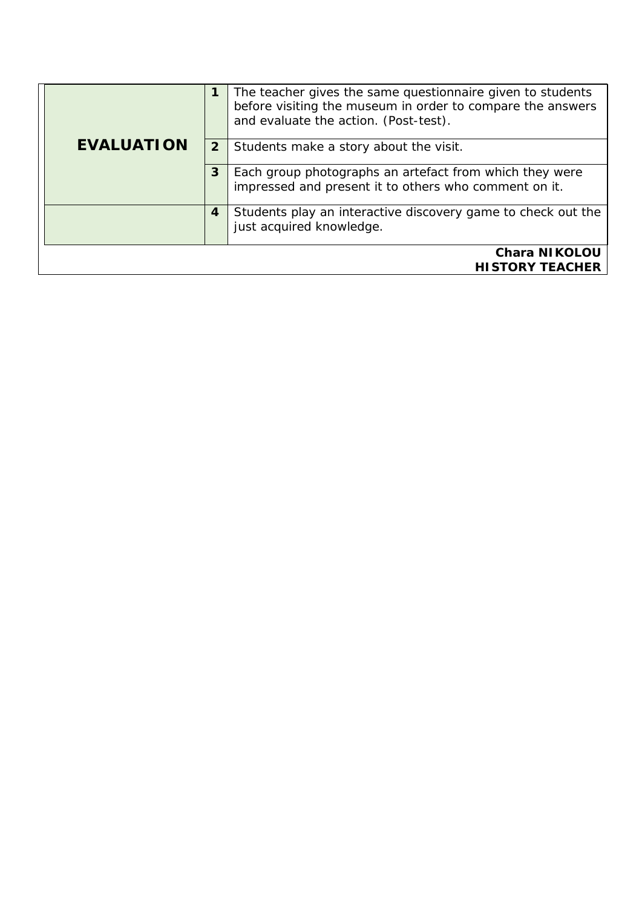| | | |
|---|---|---|
| **EVALUATION** | **1** | The teacher gives the same questionnaire given to students before visiting the museum in order to compare the answers and evaluate the action. (Post-test). |
| | **2** | Students make a story about the visit. |
| | **3** | Each group photographs an artefact from which they were impressed and present it to others who comment on it. |
| | **4** | Students play an interactive discovery game to check out the just acquired knowledge. |

**Chara NIKOLOU**
**HISTORY TEACHER**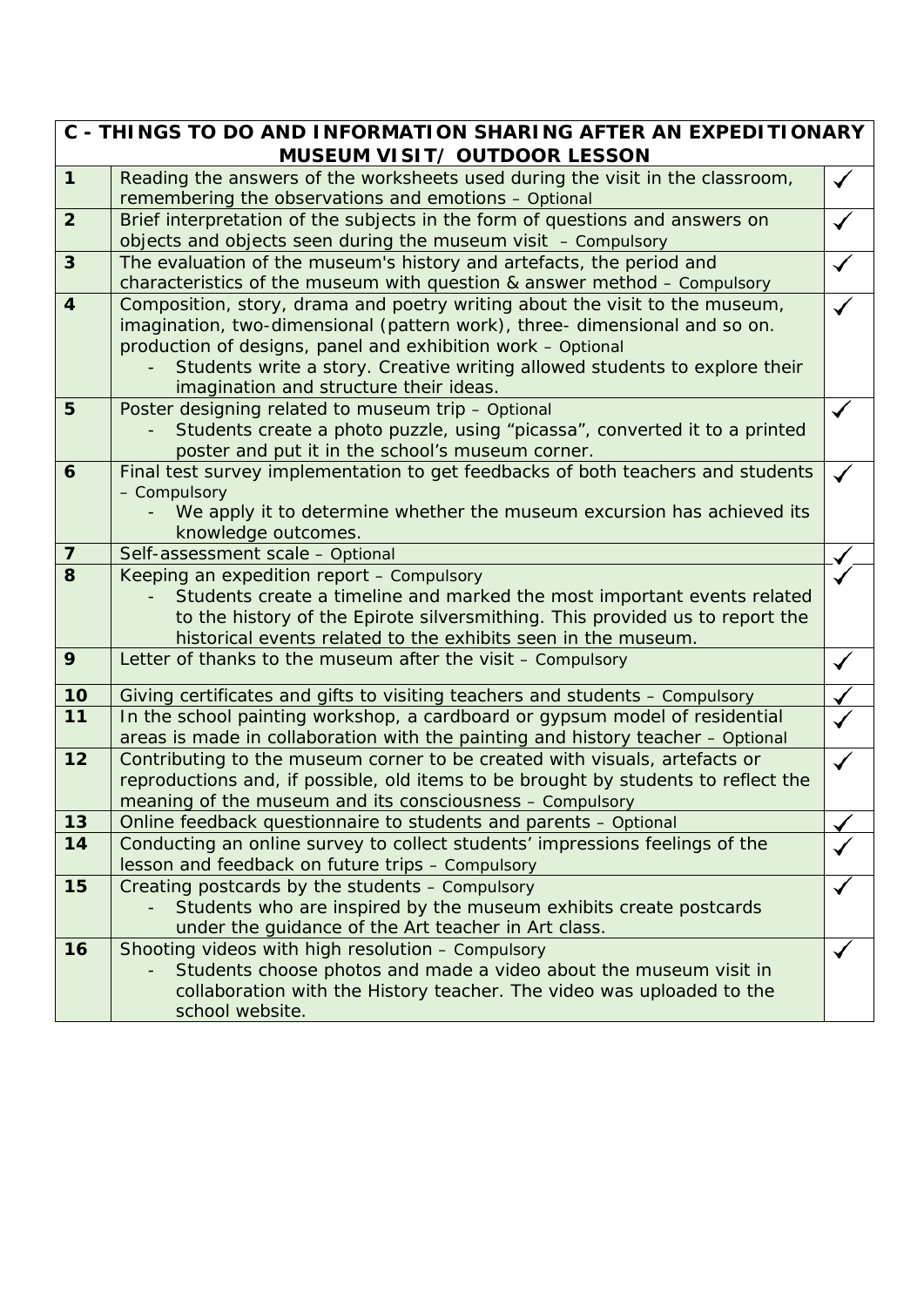| C - THINGS TO DO AND INFORMATION SHARING AFTER AN EXPEDITIONARY MUSEUM VISIT/ OUTDOOR LESSON | | |
|---|---|---|
| **1** | Reading the answers of the worksheets used during the visit in the classroom, remembering the observations and emotions – Optional | ✓ |
| **2** | Brief interpretation of the subjects in the form of questions and answers on objects and objects seen during the museum visit – Compulsory | ✓ |
| **3** | The evaluation of the museum's history and artefacts, the period and characteristics of the museum with question & answer method – Compulsory | ✓ |
| **4** | Composition, story, drama and poetry writing about the visit to the museum, imagination, two-dimensional (pattern work), three- dimensional and so on. production of designs, panel and exhibition work – Optional<br>- Students write a story. Creative writing allowed students to explore their imagination and structure their ideas. | ✓ |
| **5** | Poster designing related to museum trip – Optional<br>- Students create a photo puzzle, using "picassa", converted it to a printed poster and put it in the school's museum corner. | ✓ |
| **6** | Final test survey implementation to get feedbacks of both teachers and students – Compulsory<br>- We apply it to determine whether the museum excursion has achieved its knowledge outcomes. | ✓ |
| **7** | Self-assessment scale – Optional | ✓ |
| **8** | Keeping an expedition report – Compulsory<br>- Students create a timeline and marked the most important events related to the history of the Epirote silversmithing. This provided us to report the historical events related to the exhibits seen in the museum. | ✓ |
| **9** | Letter of thanks to the museum after the visit – Compulsory | ✓ |
| **10** | Giving certificates and gifts to visiting teachers and students – Compulsory | ✓ |
| **11** | In the school painting workshop, a cardboard or gypsum model of residential areas is made in collaboration with the painting and history teacher – Optional | ✓ |
| **12** | Contributing to the museum corner to be created with visuals, artefacts or reproductions and, if possible, old items to be brought by students to reflect the meaning of the museum and its consciousness – Compulsory | ✓ |
| **13** | Online feedback questionnaire to students and parents – Optional | ✓ |
| **14** | Conducting an online survey to collect students' impressions feelings of the lesson and feedback on future trips – Compulsory | ✓ |
| **15** | Creating postcards by the students – Compulsory<br>- Students who are inspired by the museum exhibits create postcards under the guidance of the Art teacher in Art class. | ✓ |
| **16** | Shooting videos with high resolution – Compulsory<br>- Students choose photos and made a video about the museum visit in collaboration with the History teacher. The video was uploaded to the school website. | ✓ |